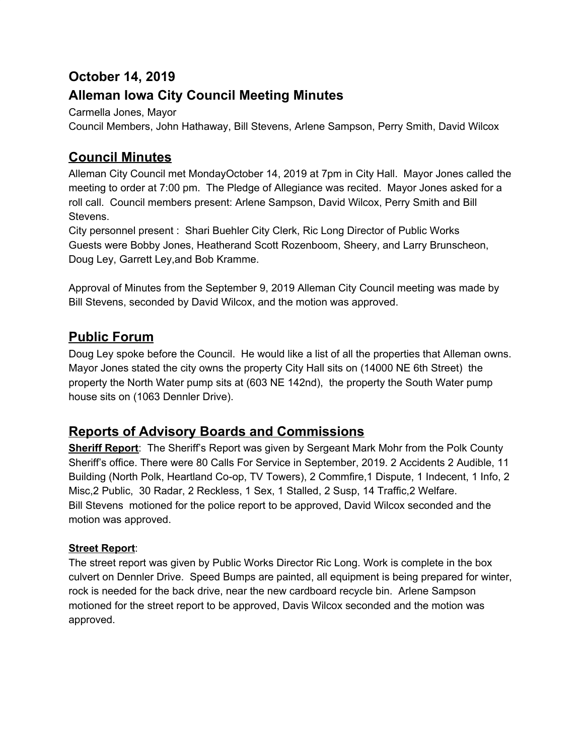## October 14, 2019

## Alleman Iowa City Council Meeting Minutes

Carmella Jones, Mayor

Council Members, John Hathaway, Bill Stevens, Arlene Sampson, Perry Smith, David Wilcox

## Council Minutes

Alleman City Council met MondayOctober 14, 2019 at 7pm in City Hall. Mayor Jones called the meeting to order at 7:00 pm. The Pledge of Allegiance was recited. Mayor Jones asked for a roll call. Council members present: Arlene Sampson, David Wilcox, Perry Smith and Bill Stevens.

City personnel present : Shari Buehler City Clerk, Ric Long Director of Public Works

Guests were Bobby Jones, Heatherand Scott Rozenboom, Sheery, and Larry Brunscheon, Doug Ley, Garrett Ley,and Bob Kramme.

Approval of Minutes from the September 9, 2019 Alleman City Council meeting was made by Bill Stevens, seconded by David Wilcox, and the motion was approved.

## Public Forum

Doug Ley spoke before the Council. He would like a list of all the properties that Alleman owns. Mayor Jones stated the city owns the property City Hall sits on (14000 NE 6th Street) the property the North Water pump sits at (603 NE 142nd), the property the South Water pump house sits on (1063 Dennler Drive).

## Reports of Advisory Boards and Commissions

**Sheriff Report**: The Sheriff's Report was given by Sergeant Mark Mohr from the Polk County Sheriff's office. There were 80 Calls For Service in September, 2019. 2 Accidents 2 Audible, 11 Building (North Polk, Heartland Co-op, TV Towers), 2 Commfire,1 Dispute, 1 Indecent, 1 Info, 2 Misc,2 Public, 30 Radar, 2 Reckless, 1 Sex, 1 Stalled, 2 Susp, 14 Traffic,2 Welfare.

Bill Stevens motioned for the police report to be approved, David Wilcox seconded and the motion was approved.

**Street Report**:

The street report was given by Public Works Director Ric Long. Work is complete in the box culvert on Dennler Drive. Speed Bumps are painted, all equipment is being prepared for winter, rock is needed for the back drive, near the new cardboard recycle bin. Arlene Sampson motioned for the street report to be approved, Davis Wilcox seconded and the motion was approved.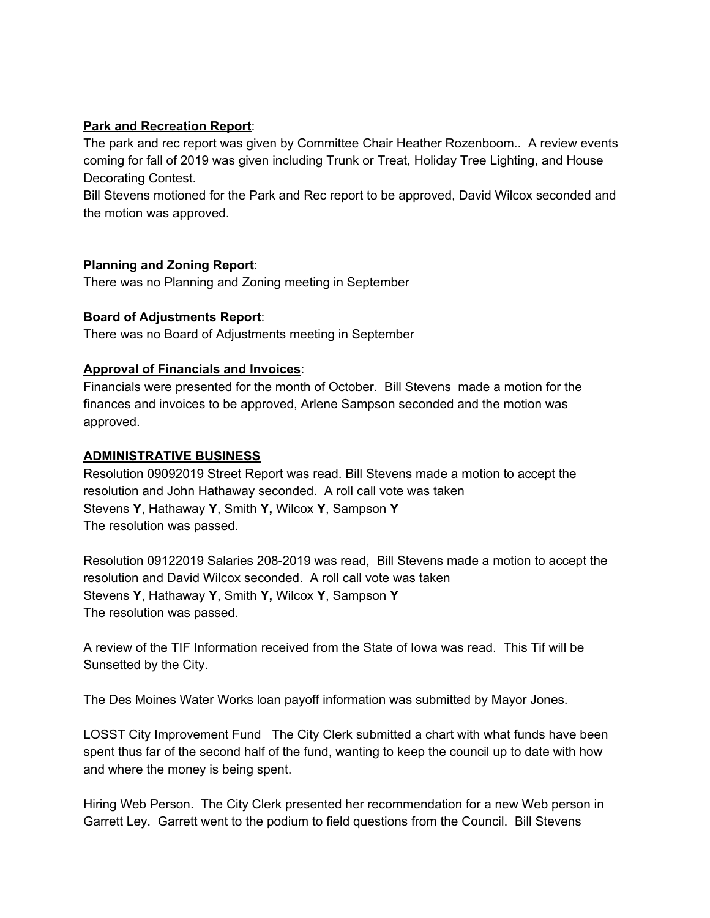**Park and Recreation Report**:

The park and rec report was given by Committee Chair Heather Rozenboom.. A review events coming for fall of 2019 was given including Trunk or Treat, Holiday Tree Lighting, and House Decorating Contest.

Bill Stevens motioned for the Park and Rec report to be approved, David Wilcox seconded and the motion was approved.

**Planning and Zoning Report**:

There was no Planning and Zoning meeting in September

**Board of Adjustments Report**:

There was no Board of Adjustments meeting in September

**Approval of Financials and Invoices**:

Financials were presented for the month of October. Bill Stevens made a motion for the finances and invoices to be approved, Arlene Sampson seconded and the motion was approved.

**ADMINISTRATIVE BUSINESS**

Resolution 09092019 Street Report was read. Bill Stevens made a motion to accept the resolution and John Hathaway seconded. A roll call vote was taken
Stevens **Y**, Hathaway **Y**, Smith **Y,** Wilcox **Y**, Sampson **Y**
The resolution was passed.

Resolution 09122019 Salaries 208-2019 was read, Bill Stevens made a motion to accept the resolution and David Wilcox seconded. A roll call vote was taken
Stevens **Y**, Hathaway **Y**, Smith **Y,** Wilcox **Y**, Sampson **Y**
The resolution was passed.

A review of the TIF Information received from the State of Iowa was read. This Tif will be Sunsetted by the City.

The Des Moines Water Works loan payoff information was submitted by Mayor Jones.

LOSST City Improvement Fund The City Clerk submitted a chart with what funds have been spent thus far of the second half of the fund, wanting to keep the council up to date with how and where the money is being spent.

Hiring Web Person. The City Clerk presented her recommendation for a new Web person in Garrett Ley. Garrett went to the podium to field questions from the Council. Bill Stevens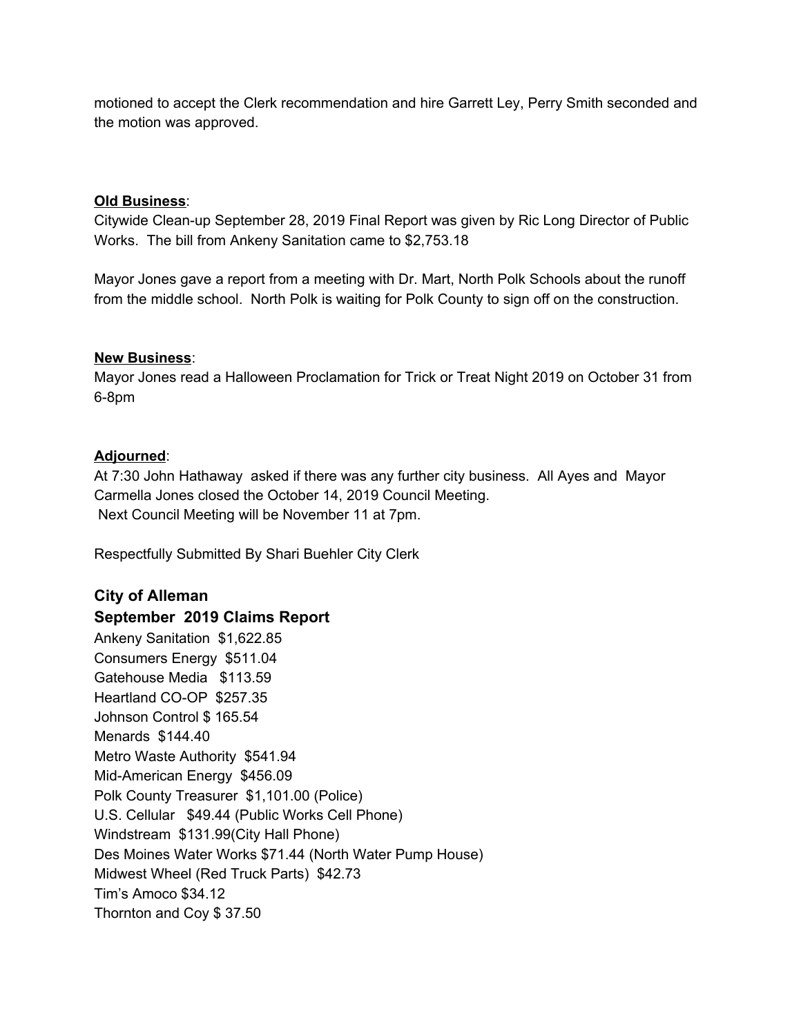motioned to accept the Clerk recommendation and hire Garrett Ley, Perry Smith seconded and the motion was approved.

**Old Business**:
Citywide Clean-up September 28, 2019 Final Report was given by Ric Long Director of Public Works. The bill from Ankeny Sanitation came to $2,753.18

Mayor Jones gave a report from a meeting with Dr. Mart, North Polk Schools about the runoff from the middle school. North Polk is waiting for Polk County to sign off on the construction.

**New Business**:
Mayor Jones read a Halloween Proclamation for Trick or Treat Night 2019 on October 31 from 6-8pm

**Adjourned**:
At 7:30 John Hathaway asked if there was any further city business. All Ayes and Mayor Carmella Jones closed the October 14, 2019 Council Meeting.
Next Council Meeting will be November 11 at 7pm.

Respectfully Submitted By Shari Buehler City Clerk

### City of Alleman
### September 2019 Claims Report

Ankeny Sanitation $1,622.85
Consumers Energy $511.04
Gatehouse Media $113.59
Heartland CO-OP $257.35
Johnson Control $ 165.54
Menards $144.40
Metro Waste Authority $541.94
Mid-American Energy $456.09
Polk County Treasurer $1,101.00 (Police)
U.S. Cellular $49.44 (Public Works Cell Phone)
Windstream $131.99(City Hall Phone)
Des Moines Water Works $71.44 (North Water Pump House)
Midwest Wheel (Red Truck Parts) $42.73
Tim's Amoco $34.12
Thornton and Coy $ 37.50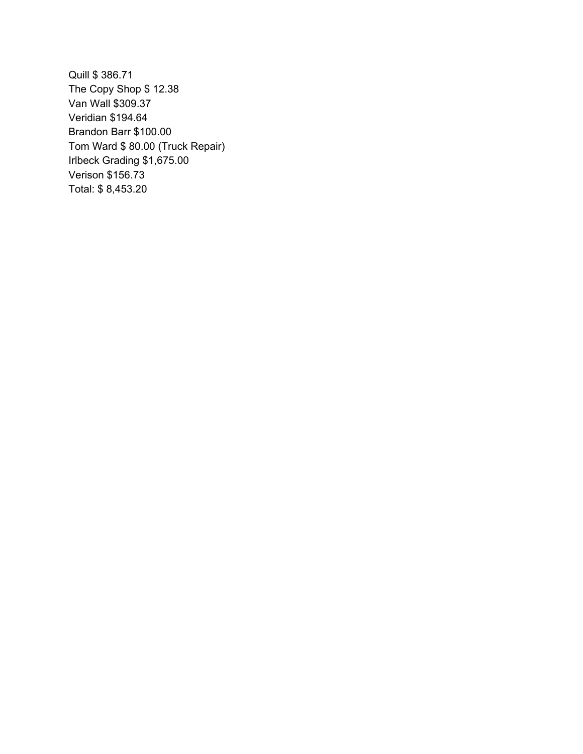Quill $ 386.71  
The Copy Shop $ 12.38  
Van Wall $309.37  
Veridian $194.64  
Brandon Barr $100.00  
Tom Ward $ 80.00 (Truck Repair)  
Irlbeck Grading $1,675.00  
Verison $156.73  
Total: $ 8,453.20